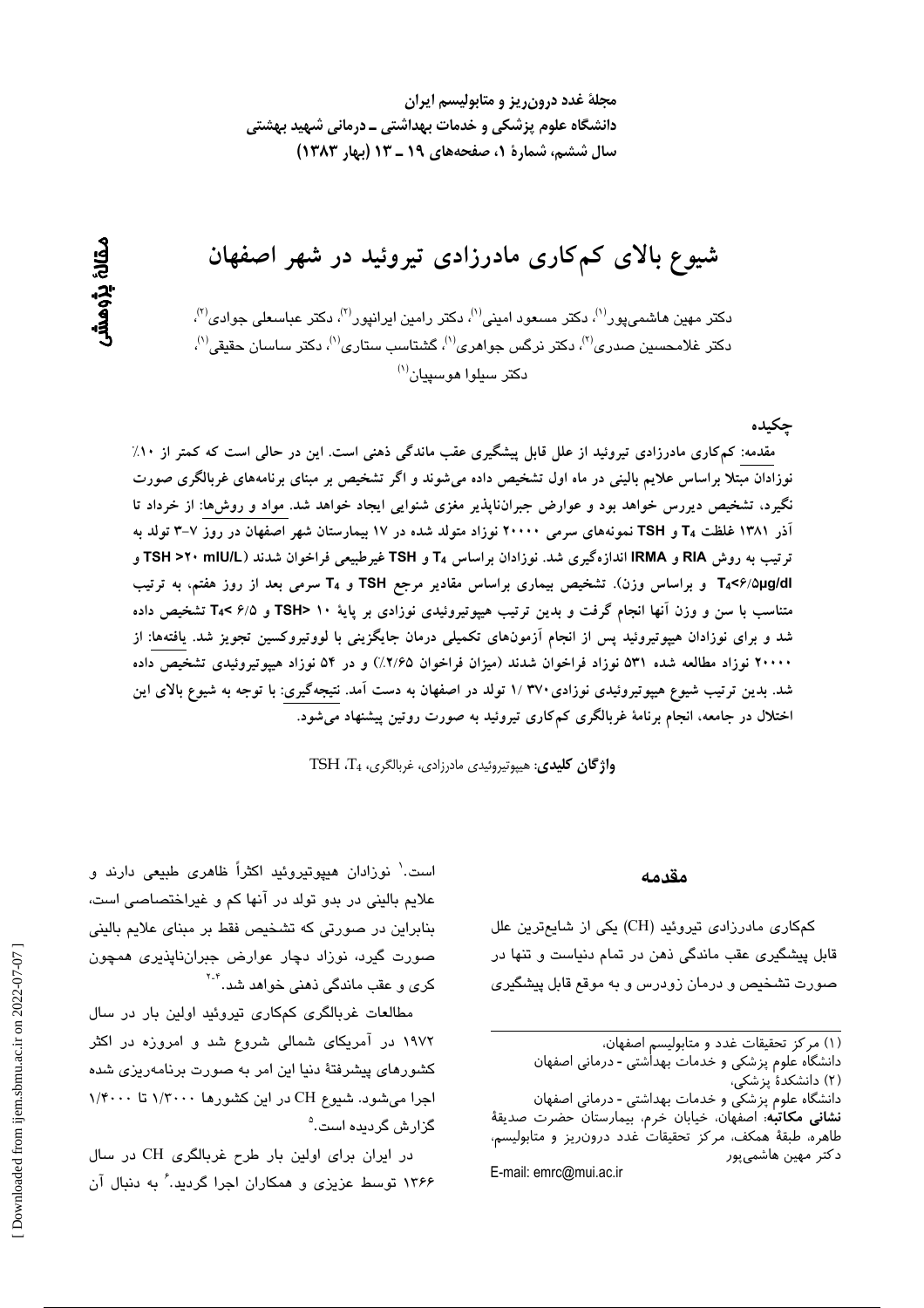مجلهٔ غدد درون‌ریز و متابولیسم ایران
دانشگاه علوم پزشکی و خدمات بهداشتی ـ درمانی شهید بهشتی
سال ششم، شمارهٔ ۱، صفحه‌های ۱۹ ـ ۱۳ (بهار ۱۳۸۳)

مقالهٔ پژوهشی

# شیوع بالای کم‌کاری مادرزادی تیروئید در شهر اصفهان

دکتر مهین هاشمی‌پور[۱]، دکتر مسعود امینی[۱]، دکتر رامین ایرانپور[۲]، دکتر عباسعلی جوادی[۲]، دکتر غلامحسین صدری[۲]، دکتر نرگس جواهری[۱]، گشتاسب ستاری[۱]، دکتر ساسان حقیقی[۱]، دکتر سیلوا هوسپیان[۱]

## چکیده

مقدمه: کم‌کاری مادرزادی تیروئید از علل قابل پیشگیری عقب ماندگی ذهنی است. این در حالی است که کمتر از ۱۰٪ نوزادان مبتلا براساس علایم بالینی در ماه اول تشخیص داده می‌شوند و اگر تشخیص بر مبنای برنامه‌های غربالگری صورت نگیرد، تشخیص دیررس خواهد بود و عوارض جبران‌ناپذیر مغزی شنوایی ایجاد خواهد شد. مواد و روش‌ها: از خرداد تا آذر ۱۳۸۱ غلظت $T_4$ و TSH نمونه‌های سرمی ۲۰۰۰۰ نوزاد متولد شده در ۱۷ بیمارستان شهر اصفهان در روز ۷-۳ تولد به ترتیب به روش RIA و IRMA اندازه‌گیری شد. نوزادان براساس $T_4$ و TSH غیرطبیعی فراخوان شدند (TSH >۲۰ mIU/L و $T_4$<۶/۵μg/dl و براساس وزن). تشخیص بیماری براساس مقادیر مرجع TSH و $T_4$ سرمی بعد از روز هفتم، به ترتیب متناسب با سن و وزن آنها انجام گرفت و بدین ترتیب هیپوتیروئیدی نوزادی بر پایهٔ ۱۰ <TSH و ۶/۵ >$T_4$ تشخیص داده شد و برای نوزادان هیپوتیروئید پس از انجام آزمون‌های تکمیلی درمان جایگزینی با لووتیروکسین تجویز شد. یافته‌ها: از ۲۰۰۰۰ نوزاد مطالعه شده ۵۳۱ نوزاد فراخوان شدند (میزان فراخوان ۲/۶۵٪) و در ۵۴ نوزاد هیپوتیروئیدی تشخیص داده شد. بدین ترتیب شیوع هیپوتیروئیدی نوزادی ۱/۳۷۰ تولد در اصفهان به دست آمد. نتیجه‌گیری: با توجه به شیوع بالای این اختلال در جامعه، انجام برنامهٔ غربالگری کم‌کاری تیروئید به صورت روتین پیشنهاد می‌شود.

**واژگان کلیدی**: هیپوتیروئیدی مادرزادی، غربالگری، $T_4$، TSH

## مقدمه

کم‌کاری مادرزادی تیروئید (CH) یکی از شایع‌ترین علل قابل پیشگیری عقب ماندگی ذهن در تمام دنیاست و تنها در صورت تشخیص و درمان زودرس و به موقع قابل پیشگیری است.[۱] نوزادان هیپوتیروئید اکثراً ظاهری طبیعی دارند و علایم بالینی در بدو تولد در آنها کم و غیراختصاصی است، بنابراین در صورتی که تشخیص فقط بر مبنای علایم بالینی صورت گیرد، نوزاد دچار عوارض جبران‌ناپذیری همچون کری و عقب ماندگی ذهنی خواهد شد.[۲-۴]

مطالعات غربالگری کم‌کاری تیروئید اولین بار در سال ۱۹۷۲ در آمریکای شمالی شروع شد و امروزه در اکثر کشورهای پیشرفتهٔ دنیا این امر به صورت برنامه‌ریزی شده اجرا می‌شود. شیوع CH در این کشورها ۱/۳۰۰۰ تا ۱/۴۰۰۰ گزارش گردیده است.[۵]

در ایران برای اولین بار طرح غربالگری CH در سال ۱۳۶۶ توسط عزیزی و همکاران اجرا گردید.[۶] به دنبال آن

---

(۱) مرکز تحقیقات غدد و متابولیسم اصفهان، دانشگاه علوم پزشکی و خدمات بهداشتی - درمانی اصفهان
(۲) دانشکدهٔ پزشکی، دانشگاه علوم پزشکی و خدمات بهداشتی - درمانی اصفهان
**نشانی مکاتبه**: اصفهان، خیابان خرم، بیمارستان حضرت صدیقهٔ طاهره، طبقهٔ همکف، مرکز تحقیقات غدد درون‌ریز و متابولیسم، دکتر مهین هاشمی‌پور
E-mail: emrc@mui.ac.ir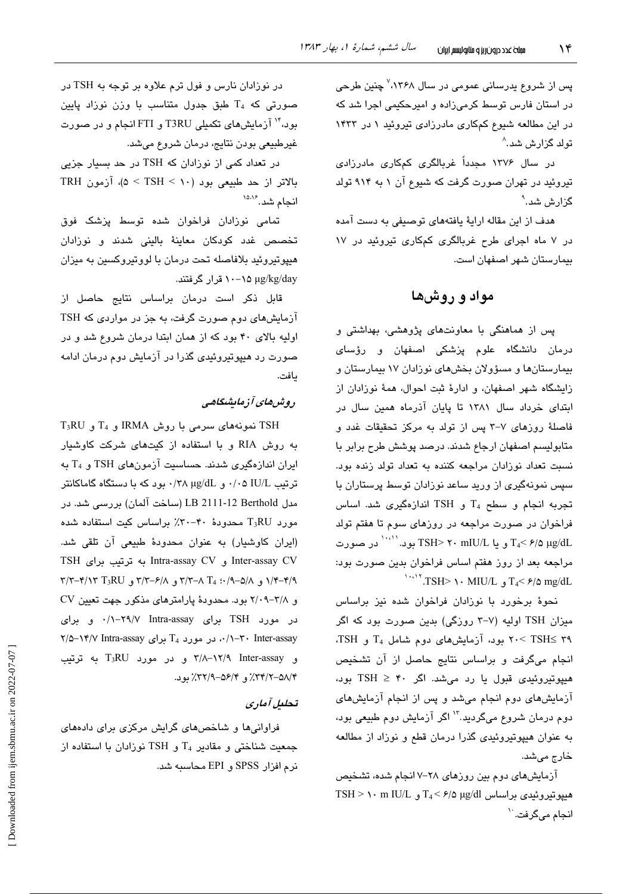پس از شروع یدرسانی عمومی در سال ۱۳۶۸،[۷] چنین طرحی در استان فارس توسط کرمی‌زاده و امیرحکیمی اجرا شد که در این مطالعه شیوع کم‌کاری مادرزادی تیروئید ۱ در ۱۴۳۳ تولد گزارش شد.[۸]

در سال ۱۳۷۶ مجدداً غربالگری کم‌کاری مادرزادی تیروئید در تهران صورت گرفت که شیوع آن ۱ به ۹۱۴ تولد گزارش شد.[۹]

هدف از این مقاله ارایهٔ یافته‌های توصیفی به دست آمده در ۷ ماه اجرای طرح غربالگری کم‌کاری تیروئید در ۱۷ بیمارستان شهر اصفهان است.

## مواد و روش‌ها

پس از هماهنگی با معاونت‌های پژوهشی، بهداشتی و درمان دانشگاه علوم پزشکی اصفهان و رؤسای بیمارستان‌ها و مسؤولان بخش‌های نوزادان ۱۷ بیمارستان و زایشگاه شهر اصفهان، و ادارهٔ ثبت احوال، همهٔ نوزادان از ابتدای خرداد سال ۱۳۸۱ تا پایان آذرماه همین سال در فاصلهٔ روزهای ۷-۳ پس از تولد به مرکز تحقیقات غدد و متابولیسم اصفهان ارجاع شدند. درصد پوشش طرح برابر با نسبت تعداد نوزادان مراجعه کننده به تعداد تولد زنده بود. سپس نمونه‌گیری از ورید ساعد نوزادان توسط پرستاران با تجربه انجام و سطح $T_4$ و TSH اندازه‌گیری شد. اساس فراخوان در صورت مراجعه در روزهای سوم تا هفتم تولد $T_4 < 6/5$ μg/dL و یا TSH> ۲۰ mIU/L بود.[۱۰،۱۱] در صورت مراجعه بعد از روز هفتم اساس فراخوان بدین صورت بود: $T_4 < 6/5$ mg/dL و TSH> ۱۰ MIU/L.[۱۰،۱۲]

نحوهٔ برخورد با نوزادان فراخوان شده نیز براساس میزان TSH اولیه (۷-۳ روزگی) بدین صورت بود که اگر ۳۹ ≥TSH> ۲۰ بود، آزمایش‌های دوم شامل $T_4$ و TSH، انجام می‌گرفت و براساس نتایج حاصل از آن تشخیص هیپوتیروئیدی قبول یا رد می‌شد. اگر ۴۰ ≤ TSH بود، آزمایش‌های دوم انجام می‌شد و پس از انجام آزمایش‌های دوم درمان شروع می‌گردید.[۱۳] اگر آزمایش دوم طبیعی بود، به عنوان هیپوتیروئیدی گذرا درمان قطع و نوزاد از مطالعه خارج می‌شد.

آزمایش‌های دوم بین روزهای ۲۸-۷ انجام شده، تشخیص هیپوتیروئیدی براساس $T_4 < 6/5$ μg/dl و TSH > ۱۰ m IU/L انجام می‌گرفت.[۱۰]

در نوزادان نارس و فول ترم علاوه بر توجه به TSH در صورتی که $T_4$ طبق جدول متناسب با وزن نوزاد پایین بود،[۱۴] آزمایش‌های تکمیلی T3RU و FTI انجام و در صورت غیرطبیعی بودن نتایج، درمان شروع می‌شد.

در تعداد کمی از نوزادان که TSH در حد بسیار جزیی بالاتر از حد طبیعی بود (۵ < TSH < ۱۰)، آزمون TRH انجام شد.[۱۵،۱۶]

تمامی نوزادان فراخوان شده توسط پزشک فوق تخصص غدد کودکان معاینهٔ بالینی شدند و نوزادان هیپوتیروئید بلافاصله تحت درمان با لووتیروکسین به میزان ۱۵-۱۰ μg/kg/day قرار گرفتند.

قابل ذکر است درمان براساس نتایج حاصل از آزمایش‌های دوم صورت گرفت، به جز در مواردی که TSH اولیه بالای ۴۰ بود که از همان ابتدا درمان شروع شد و در صورت رد هیپوتیروئیدی گذرا در آزمایش دوم درمان ادامه یافت.

### *روش‌های آزمایشگاهی*

TSH نمونه‌های سرمی با روش IRMA و $T_4$ و $T_3RU$ به روش RIA و با استفاده از کیت‌های شرکت کاوشیار ایران اندازه‌گیری شدند. حساسیت آزمون‌های TSH و $T_4$ به ترتیب ۰/۰۵ IU/L و ۰/۳۸ μg/dL بود که با دستگاه گاماکانتر مدل LB 2111-12 Berthold (ساخت آلمان) بررسی شد. در مورد $T_3RU$ محدودهٔ ۴۰-۳۰٪ براساس کیت استفاده شده (ایران کاوشیار) به عنوان محدودهٔ طبیعی آن تلقی شد. Inter-assay CV و Intra-assay CV به ترتیب برای TSH ۴/۹-۱/۴ و ۵/۸-۰/۹؛ $T_4$ ۸-۳/۳ و ۶/۸-۳/۳ و $T_3RU$ ۴/۱۳-۳/۳ و ۲/۰۹-۳/۸ بود. محدودهٔ پارامترهای مذکور جهت تعیین CV در مورد TSH برای Intra-assay ۲۹/۷-۰/۱ و برای Inter-assay ۳۰-۰/۱، در مورد $T_4$ برای Intra-assay ۱۴/۷-۲/۵ و Inter-assay ۱۲/۹-۳/۸ و در مورد $T_3RU$ به ترتیب ۵۸/۴-۳۴/۲٪ و ۵۶/۴-۳۲/۹٪ بود.

### *تحلیل آماری*

فراوانی‌ها و شاخص‌های گرایش مرکزی برای داده‌های جمعیت شناختی و مقادیر $T_4$ و TSH نوزادان با استفاده از نرم افزار SPSS و EPI محاسبه شد.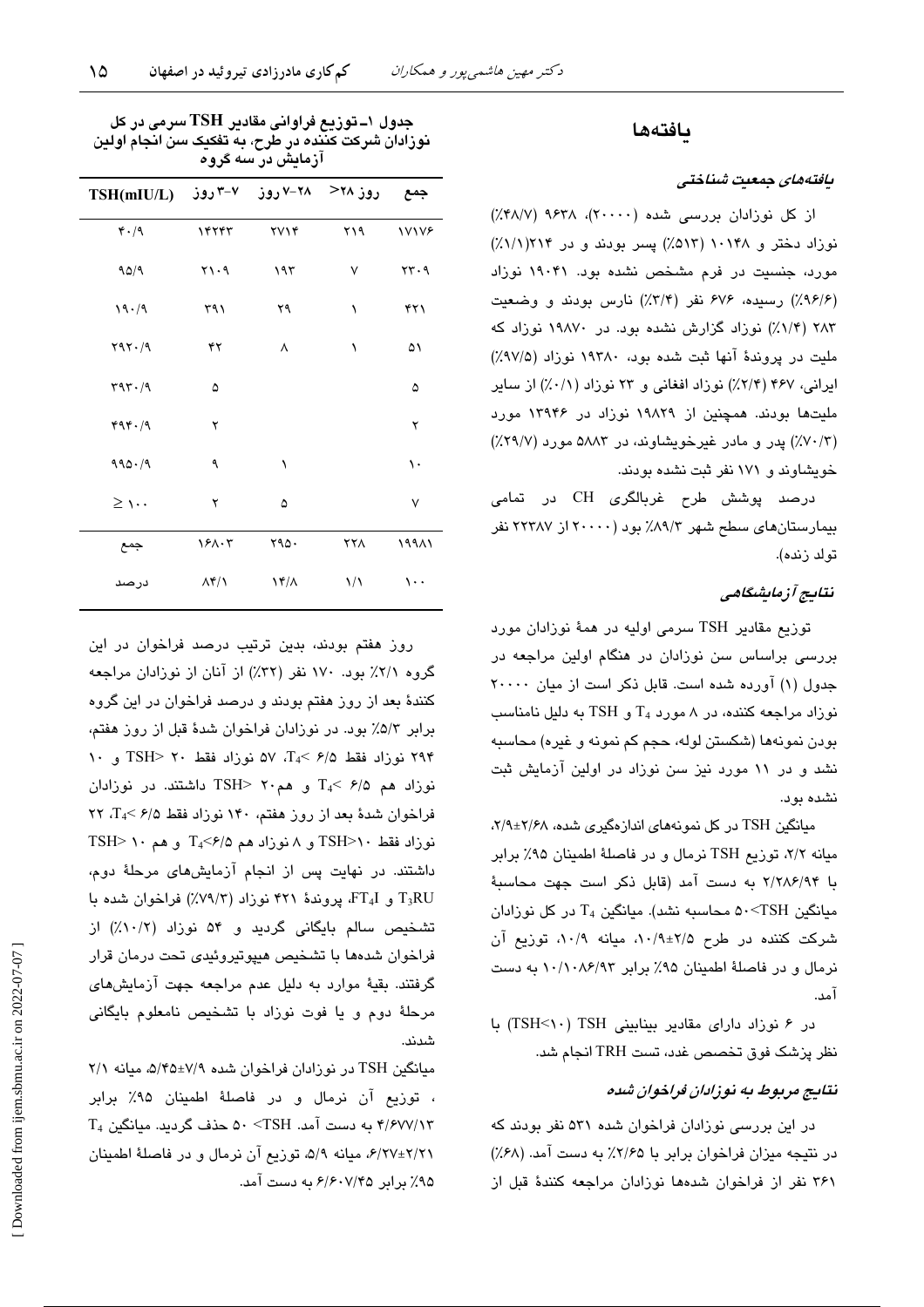## یافته‌ها

### *یافته‌های جمعیت شناختی*

از کل نوزادان بررسی شده (۲۰۰۰۰)، ۹۶۳۸ (۴۸/۷٪) نوزاد دختر و ۱۰۱۴۸ (۵۱۳٪) پسر بودند و در ۲۱۴(۱/۱٪) مورد، جنسیت در فرم مشخص نشده بود. ۱۹۰۴۱ نوزاد (۹۶/۶٪) رسیده، ۶۷۶ نفر (۳/۴٪) نارس بودند و وضعیت ۲۸۳ (۱/۴٪) نوزاد گزارش نشده بود. در ۱۹۸۷۰ نوزاد که ملیت در پرونده آنها ثبت شده بود، ۱۹۳۸۰ نوزاد (۹۷/۵٪) ایرانی، ۴۶۷ (۲/۴٪) نوزاد افغانی و ۲۳ نوزاد (۰/۱٪) از سایر ملیت‌ها بودند. همچنین از ۱۹۸۲۹ نوزاد در ۱۳۹۴۶ مورد (۷۰/۳٪) پدر و مادر غیرخویشاوند، در ۵۸۸۳ مورد (۲۹/۷٪) خویشاوند و ۱۷۱ نفر ثبت نشده بودند.

درصد پوشش طرح غربالگری CH در تمامی بیمارستان‌های سطح شهر ۸۹/۳٪ بود (۲۰۰۰۰ از ۲۲۳۸۷ نفر تولد زنده).

### *نتایج آزمایشگاهی*

توزیع مقادیر TSH سرمی اولیه در همهٔ نوزادان مورد بررسی براساس سن نوزادان در هنگام اولین مراجعه در جدول (۱) آورده شده است. قابل ذکر است از میان ۲۰۰۰۰ نوزاد مراجعه کننده، در ۸ مورد $T_4$ و TSH به دلیل نامناسب بودن نمونه‌ها (شکستن لوله، حجم کم نمونه و غیره) محاسبه نشد و در ۱۱ مورد نیز سن نوزاد در اولین آزمایش ثبت نشده بود.

میانگین TSH در کل نمونه‌های اندازه‌گیری شده، ۲/۹±۲/۶۸، میانه ۲/۲، توزیع TSH نرمال و در فاصلهٔ اطمینان ۹۵٪ برابر با ۲/۲۸۶/۹۴ به دست آمد (قابل ذکر است جهت محاسبهٔ میانگین TSH>۵۰ محاسبه نشد). میانگین $T_4$ در کل نوزادان شرکت کننده در طرح ۲/۵±۱۰/۹، میانه ۱۰/۹، توزیع آن نرمال و در فاصلهٔ اطمینان ۹۵٪ برابر ۱۰/۱۰۸۶/۹۳ به دست آمد.

در ۶ نوزاد دارای مقادیر بینابینی TSH (TSH<۱۰) با نظر پزشک فوق تخصص غدد، تست TRH انجام شد.

### *نتایج مربوط به نوزادان فراخوان شده*

در این بررسی نوزادان فراخوان شده ۵۳۱ نفر بودند که در نتیجه میزان فراخوان برابر با ۲/۶۵٪ به دست آمد. (۶۸٪) ۳۶۱ نفر از فراخوان شده‌ها نوزادان مراجعه کنندهٔ قبل از روز هفتم بودند، بدین ترتیب درصد فراخوان در این گروه ۲/۱٪ بود. ۱۷۰ نفر (۳۲٪) از آنان از نوزادان مراجعه کنندهٔ بعد از روز هفتم بودند و درصد فراخوان در این گروه برابر ۵/۳٪ بود. در نوزادان فراخوان شدهٔ قبل از روز هفتم، ۲۹۴ نوزاد فقط ۶/۵ >$T_4$، ۵۷ نوزاد فقط ۲۰ <TSH و ۱۰ نوزاد هم ۶/۵ >$T_4$ و هم۲۰ <TSH داشتند. در نوزادان فراخوان شدهٔ بعد از روز هفتم، ۱۴۰ نوزاد فقط ۶/۵ >$T_4$، ۲۲ نوزاد فقط TSH>۱۰ و ۸ نوزاد هم $T_4$<۶/۵ و هم ۱۰ <TSH داشتند. در نهایت پس از انجام آزمایش‌های مرحلهٔ دوم، $T_3RU$ و $FT_4I$، پروندهٔ ۴۲۱ نوزاد (۷۹/۳٪) فراخوان شده با تشخیص سالم بایگانی گردید و ۵۴ نوزاد (۱۰/۲٪) از فراخوان شده‌ها با تشخیص هیپوتیروئیدی تحت درمان قرار گرفتند. بقیهٔ موارد به دلیل عدم مراجعه جهت آزمایش‌های مرحلهٔ دوم و یا فوت نوزاد با تشخیص نامعلوم بایگانی شدند.

میانگین TSH در نوزادان فراخوان شده ۷/۹±۵/۴۵، میانه ۲/۱، توزیع آن نرمال و در فاصلهٔ اطمینان ۹۵٪ برابر ۴/۶۷۷/۱۳ به دست آمد. TSH> ۵۰ حذف گردید. میانگین $T_4$ ۲/۲۱±۶/۲۷، میانه ۵/۹، توزیع آن نرمال و در فاصلهٔ اطمینان ۹۵٪ برابر ۶/۶۰۷/۴۵ به دست آمد.

**جدول ۱ـ توزیع فراوانی مقادیر TSH سرمی در کل نوزادان شرکت کننده در طرح، به تفکیک سن انجام اولین آزمایش در سه گروه**

| TSH(mIU/L) | ۳-۷ روز | ۷-۲۸ روز | >۲۸ روز | جمع |
|---|---|---|---|---|
| ۴۰/۹ | ۱۴۲۴۳ | ۲۷۱۴ | ۲۱۹ | ۱۷۱۷۶ |
| ۹۵/۹ | ۲۱۰۹ | ۱۹۳ | ۷ | ۲۳۰۹ |
| ۱۹۰/۹ | ۳۹۱ | ۲۹ | ۱ | ۴۲۱ |
| ۲۹۲۰/۹ | ۴۲ | ۸ | ۱ | ۵۱ |
| ۳۹۳۰/۹ | ۵ | | | ۵ |
| ۴۹۴۰/۹ | ۲ | | | ۲ |
| ۹۹۵۰/۹ | ۹ | ۱ | | ۱۰ |
| ≥ ۱۰۰ | ۲ | ۵ | | ۷ |
| جمع | ۱۶۸۰۳ | ۲۹۵۰ | ۲۲۸ | ۱۹۹۸۱ |
| درصد | ۸۴/۱ | ۱۴/۸ | ۱/۱ | ۱۰۰ |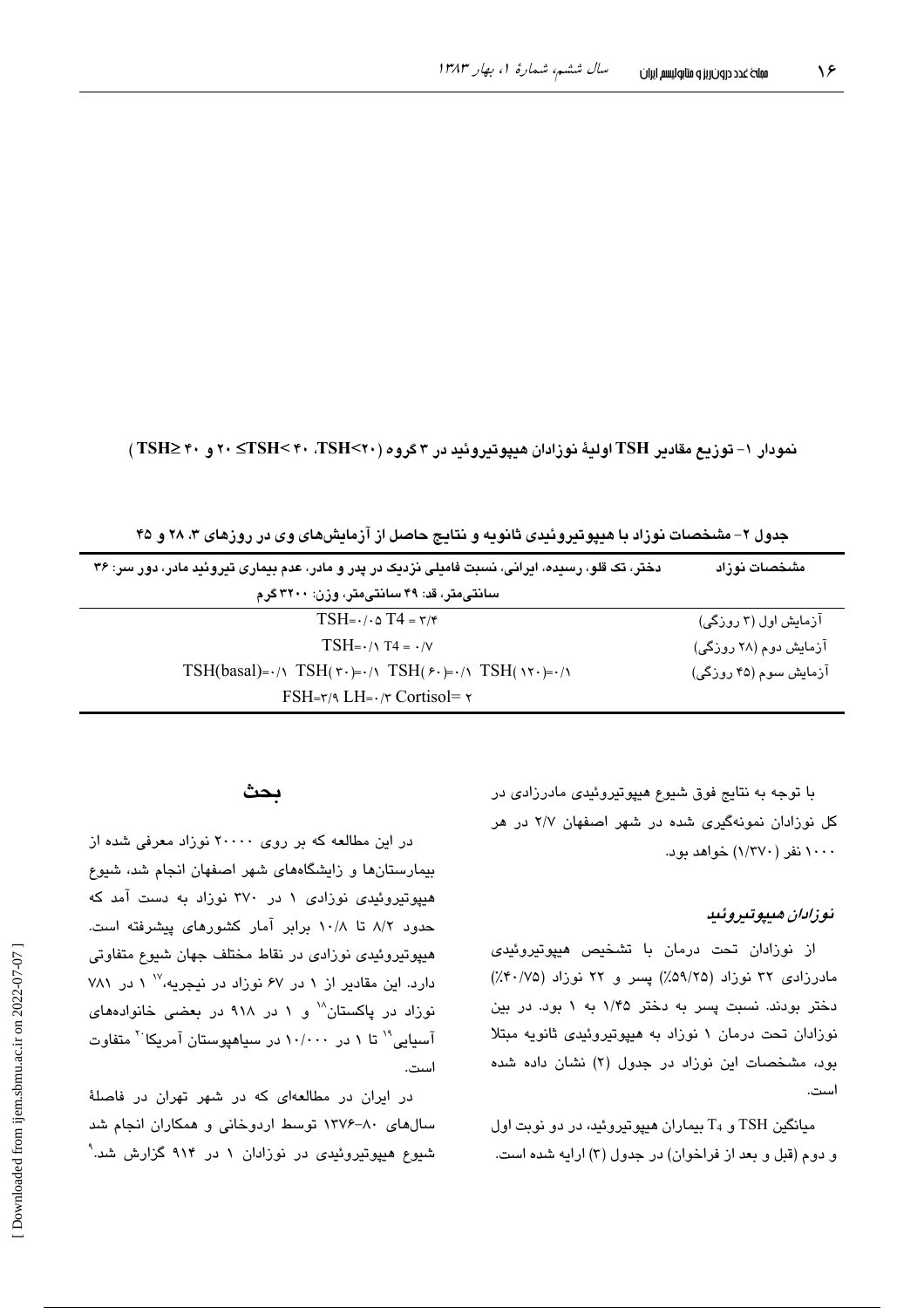نمودار ۱- توزیع مقادیر TSH اولیهٔ نوزادان هیپوتیروئید در ۳ گروه (TSH<۲۰، ۲۰ ≤TSH< ۴۰ و TSH≥ ۴۰)

جدول ۲- مشخصات نوزاد با هیپوتیروئیدی ثانویه و نتایج حاصل از آزمایش‌های وی در روزهای ۳، ۲۸ و ۴۵

| مشخصات نوزاد | دختر، تک قلو، رسیده، ایرانی، نسبت فامیلی نزدیک در پدر و مادر، عدم بیماری تیروئید مادر، دور سر: ۳۶ سانتی‌متر، قد: ۴۹ سانتی‌متر، وزن: ۳۲۰۰ گرم |
|---|---|
| آزمایش اول (۳ روزگی) | TSH=۰/۰۵ T4 = ۳/۴ |
| آزمایش دوم (۲۸ روزگی) | TSH=۰/۱ T4 = ۰/۷ |
| آزمایش سوم (۴۵ روزگی) | TSH(basal)=۰/۱ TSH(۳۰)=۰/۱ TSH(۶۰)=۰/۱ TSH(۱۲۰)=۰/۱ |
| | FSH=۳/۹ LH=۰/۳ Cortisol= ۲ |

با توجه به نتایج فوق شیوع هیپوتیروئیدی مادرزادی در کل نوزادان نمونه‌گیری شده در شهر اصفهان ۲/۷ در هر ۱۰۰۰ نفر (۱/۳۷۰) خواهد بود.

### *نوزادان هیپوتیروئید*

از نوزادان تحت درمان با تشخیص هیپوتیروئیدی مادرزادی ۳۲ نوزاد (۵۹/۲۵٪) پسر و ۲۲ نوزاد (۴۰/۷۵٪) دختر بودند. نسبت پسر به دختر ۱/۴۵ به ۱ بود. در بین نوزادان تحت درمان ۱ نوزاد به هیپوتیروئیدی ثانویه مبتلا بود، مشخصات این نوزاد در جدول (۲) نشان داده شده است.

میانگین TSH و $T_4$ بیماران هیپوتیروئید، در دو نوبت اول و دوم (قبل و بعد از فراخوان) در جدول (۳) ارایه شده است.

## بحث

در این مطالعه که بر روی ۲۰۰۰۰ نوزاد معرفی شده از بیمارستان‌ها و زایشگاه‌های شهر اصفهان انجام شد، شیوع هیپوتیروئیدی نوزادی ۱ در ۳۷۰ نوزاد به دست آمد که حدود ۸/۲ تا ۱۰/۸ برابر آمار کشورهای پیشرفته است. هیپوتیروئیدی نوزادی در نقاط مختلف جهان شیوع متفاوتی دارد. این مقادیر از ۱ در ۶۷ نوزاد در نیجریه،[۱۷] ۱ در ۷۸۱ نوزاد در پاکستان[۱۸] و ۱ در ۹۱۸ در بعضی خانواده‌های آسیایی[۱۹] تا ۱ در ۱۰/۰۰۰ در سیاهپوستان آمریکا[۲۰] متفاوت است.

در ایران در مطالعه‌ای که در شهر تهران در فاصلهٔ سال‌های ۸۰-۱۳۷۶ توسط اردوخانی و همکاران انجام شد شیوع هیپوتیروئیدی در نوزادان ۱ در ۹۱۴ گزارش شد.[۹]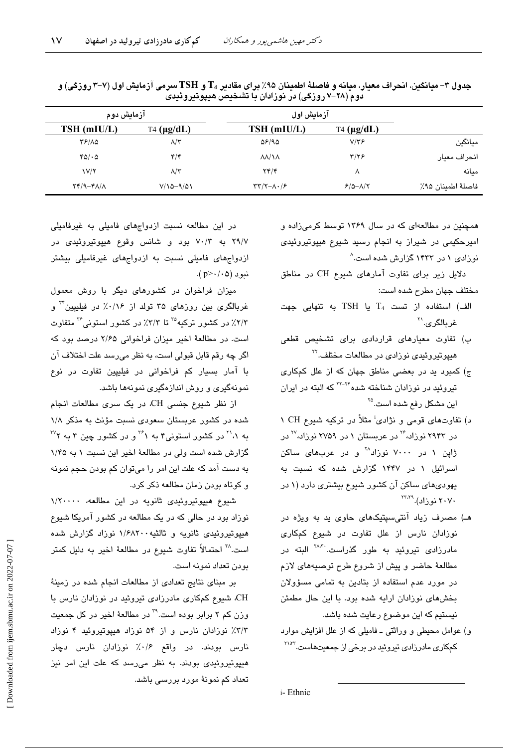جدول ۳- میانگین، انحراف معیار، میانه و فاصلهٔ اطمینان ۹۵٪ برای مقادیر $T_4$ و TSH سرمی آزمایش اول (۷-۳ روزگی) و دوم (۲۸-۷ روزگی) در نوزادان با تشخیص هیپوتیروئیدی

| | آزمایش اول | | آزمایش دوم | |
|---|---|---|---|---|
| | T4 (μg/dL) | TSH (mIU/L) | T4 (μg/dL) | TSH (mIU/L) |
| میانگین | ۷/۳۶ | ۵۶/۹۵ | ۸/۳ | ۳۶/۸۵ |
| انحراف معیار | ۳/۲۶ | ۸۸/۱۸ | ۴/۴ | ۴۵/۰۵ |
| میانه | ۸ | ۲۴/۴ | ۸/۳ | ۱۷/۲ |
| فاصلهٔ اطمینان ۹۵٪ | ۸/۲-۶/۵ | ۸۰/۶-۳۳/۲ | ۹/۵۱-۷/۱۵ | ۴۸/۸-۲۴/۹ |

همچنین در مطالعه‌ای که در سال ۱۳۶۹ توسط کرمی‌زاده و امیرحکیمی در شیراز به انجام رسید شیوع هیپوتیروئیدی نوزادی ۱ در ۱۴۳۳ گزارش شده است.[۸]

دلایل زیر برای تفاوت آمارهای شیوع CH در مناطق مختلف جهان مطرح شده است:

الف) استفاده از تست $T_4$ یا TSH به تنهایی جهت غربالگری.[۲۱]

ب) تفاوت معیارهای قراردادی برای تشخیص قطعی هیپوتیروئیدی نوزادی در مطالعات مختلف.[۲۲]

ج) کمبود ید در بعضی مناطق جهان که از علل کم‌کاری تیروئید در نوزادان شناخته شده[۲۴-۲۲] که البته در ایران این مشکل رفع شده است.[۲۵]

د) تفاوت‌های قومی و نژادی[i] مثلاً در ترکیه شیوع CH ۱ در ۲۹۴۳ نوزاد،[۲۶] در عربستان ۱ در ۲۷۵۹ نوزاد،[۲۷] در ژاپن ۱ در ۷۰۰۰ نوزاد[۲۸] و در عرب‌های ساکن اسرائیل ۱ در ۱۴۴۷ گزارش شده که نسبت به یهودی‌های ساکن آن کشور شیوع بیشتری دارد (۱ در ۲۰۷۰ نوزاد).[۲۳،۲۹]

هـ) مصرف زیاد آنتی‌سپتیک‌های حاوی ید به ویژه در نوزادان نارس از علل تفاوت در شیوع کم‌کاری مادرزادی تیروئید به طور گذراست.[۲۸،۳۰] البته در مطالعهٔ حاضر و پیش از شروع طرح توصیه‌های لازم در مورد عدم استفاده از بتادین به تمامی مسؤولان بخش‌های نوزادان ارایه شده بود. با این حال مطمئن نیستیم که این موضوع رعایت شده باشد.

و) عوامل محیطی و وراثتی ـ فامیلی که از علل افزایش موارد کم‌کاری مادرزادی تیروئید در برخی از جمعیت‌هاست.[۳۱،۳۳]

در این مطالعه نسبت ازدواج‌های فامیلی به غیرفامیلی ۲۹/۷ به ۷۰/۳ بود و شانس وقوع هیپوتیروئیدی در ازدواج‌های فامیلی نسبت به ازدواج‌های غیرفامیلی بیشتر نبود ($p>0/05$).

میزان فراخوان در کشورهای دیگر با روش معمول غربالگری بین روزهای ۳۵ تولد از ۰/۱۶٪ در فیلیپین[۳۴] و ۲/۳٪ در کشور ترکیه[۳۵] تا ۳/۳٪ در کشور استونی[۳۶] متفاوت است. در مطالعهٔ اخیر میزان فراخوانی ۲/۶۵ درصد بود که اگر چه رقم قابل قبولی است، به نظر می‌رسد علت اختلاف آن با آمار بسیار کم فراخوانی در فیلیپین تفاوت در نوع نمونه‌گیری و روش اندازه‌گیری نمونه‌ها باشد.

از نظر شیوع جنسی CH، در یک سری مطالعات انجام شده در کشور عربستان سعودی نسبت مؤنث به مذکر ۱/۸ به ۱،[۲۱] در کشور استونی۴ به ۱[۳۶] و در کشور چین ۳ به ۲[۳۷] گزارش شده است ولی در مطالعهٔ اخیر این نسبت ۱ به ۱/۴۵ به دست آمد که علت این امر را می‌توان کم بودن حجم نمونه و کوتاه بودن زمان مطالعه ذکر کرد.

شیوع هیپوتیروئیدی ثانویه در این مطالعه، ۱/۲۰۰۰۰ نوزاد بود در حالی که در یک مطالعه در کشور آمریکا شیوع هیپوتیروئیدی ثانویه و ثالثیه ۱/۶۸۲۰۰ نوزاد گزارش شده است.[۳۸] احتمالاً تفاوت شیوع در مطالعهٔ اخیر به دلیل کمتر بودن تعداد نمونه است.

بر مبنای نتایج تعدادی از مطالعات انجام شده در زمینهٔ CH، شیوع کم‌کاری مادرزادی تیروئید در نوزادان نارس با وزن کم ۲ برابر بوده است.[۳۹] در مطالعهٔ اخیر در کل جمعیت ۳/۳٪ نوزادان نارس و از ۵۴ نوزاد هیپوتیروئید ۴ نوزاد نارس بودند. در واقع ۰/۶٪ نوزادان نارس دچار هیپوتیروئیدی بودند. به نظر می‌رسد که علت این امر نیز تعداد کم نمونهٔ مورد بررسی باشد.

i- Ethnic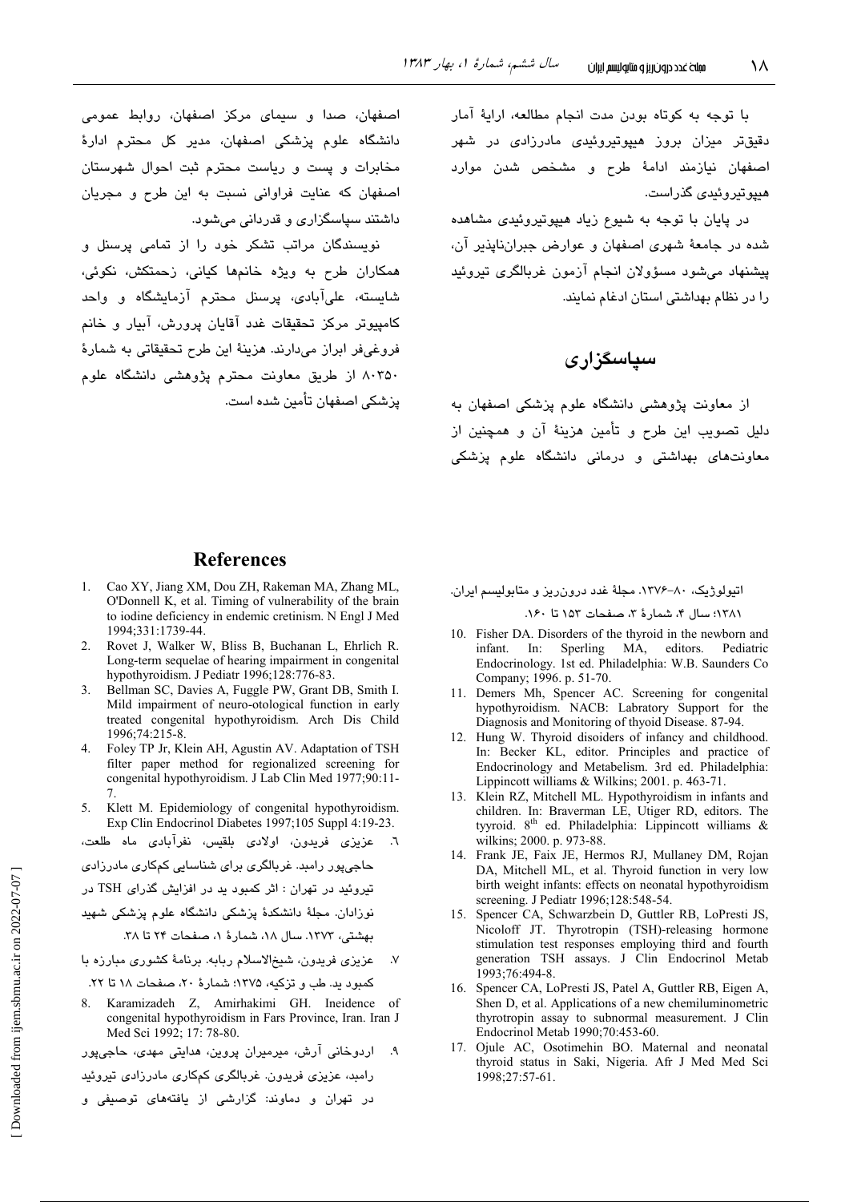با توجه به کوتاه بودن مدت انجام مطالعه، ارائهٔ آمار دقیق‌تر میزان بروز هیپوتیروئیدی مادرزادی در شهر اصفهان نیازمند ادامهٔ طرح و مشخص شدن موارد هیپوتیروئیدی گذراست.

در پایان با توجه به شیوع زیاد هیپوتیروئیدی مشاهده شده در جامعهٔ شهری اصفهان و عوارض جبران‌ناپذیر آن، پیشنهاد می‌شود مسؤولان انجام آزمون غربالگری تیروئید را در نظام بهداشتی استان ادغام نمایند.

## سپاسگزاری

از معاونت پژوهشی دانشگاه علوم پزشکی اصفهان به دلیل تصویب این طرح و تأمین هزینهٔ آن و همچنین از معاونت‌های بهداشتی و درمانی دانشگاه علوم پزشکی اصفهان، صدا و سیمای مرکز اصفهان، روابط عمومی دانشگاه علوم پزشکی اصفهان، مدیر کل محترم ادارهٔ مخابرات و پست و ریاست محترم ثبت احوال شهرستان اصفهان که عنایت فراوانی نسبت به این طرح و مجریان داشتند سپاسگزاری و قدردانی می‌شود.

نویسندگان مراتب تشکر خود را از تمامی پرسنل و همکاران طرح به ویژه خانم‌ها کیانی، زحمتکش، نکوئی، شایسته، علی‌آبادی، پرسنل محترم آزمایشگاه و واحد کامپیوتر مرکز تحقیقات غدد آقایان پرورش، آبیار و خانم فروغی‌فر ابراز می‌دارند. هزینهٔ این طرح تحقیقاتی به شمارهٔ ۸۰۳۵۰ از طریق معاونت محترم پژوهشی دانشگاه علوم پزشکی اصفهان تأمین شده است.

## References

1. Cao XY, Jiang XM, Dou ZH, Rakeman MA, Zhang ML, O'Donnell K, et al. Timing of vulnerability of the brain to iodine deficiency in endemic cretinism. N Engl J Med 1994;331:1739-44.
2. Rovet J, Walker W, Bliss B, Buchanan L, Ehrlich R. Long-term sequelae of hearing impairment in congenital hypothyroidism. J Pediatr 1996;128:776-83.
3. Bellman SC, Davies A, Fuggle PW, Grant DB, Smith I. Mild impairment of neuro-otological function in early treated congenital hypothyroidism. Arch Dis Child 1996;74:215-8.
4. Foley TP Jr, Klein AH, Agustin AV. Adaptation of TSH filter paper method for regionalized screening for congenital hypothyroidism. J Lab Clin Med 1977;90:11-7.
5. Klett M. Epidemiology of congenital hypothyroidism. Exp Clin Endocrinol Diabetes 1997;105 Suppl 4:19-23.
6. عزیزی فریدون، اولادی بلقیس، نفرآبادی ماه طلعت، حاجی‌پور رامبد. غربالگری برای شناسایی کمکاری مادرزادی تیروئید در تهران : اثر کمبود ید در افزایش گذرای TSH در نوزادان. مجلهٔ دانشکدهٔ پزشکی دانشگاه علوم پزشکی شهید بهشتی، ۱۳۷۳. سال ۱۸، شمارهٔ ۱، صفحات ۲۴ تا ۳۸.
7. عزیزی فریدون، شیخ‌الاسلام ربابه. برنامهٔ کشوری مبارزه با کمبود ید. طب و تزکیه، ۱۳۷۵؛ شمارهٔ ۲۰، صفحات ۱۸ تا ۲۲.
8. Karamizadeh Z, Amirhakimi GH. Ineidence of congenital hypothyroidism in Fars Province, Iran. Iran J Med Sci 1992; 17: 78-80.
9. اردوخانی آرش، میرمیران پروین، هدایتی مهدی، حاجی‌پور رامبد، عزیزی فریدون. غربالگری کمکاری مادرزادی تیروئید در تهران و دماوند: گزارشی از یافته‌های توصیفی و اتیولوژیک، ۸۰-۱۳۷۶. مجلهٔ غدد درون‌ریز و متابولیسم ایران. ۱۳۸۱؛ سال ۴، شمارهٔ ۳، صفحات ۱۵۳ تا ۱۶۰.
10. Fisher DA. Disorders of the thyroid in the newborn and infant. In: Sperling MA, editors. Pediatric Endocrinology. 1st ed. Philadelphia: W.B. Saunders Co Company; 1996. p. 51-70.
11. Demers Mh, Spencer AC. Screening for congenital hypothyroidism. NACB: Labratory Support for the Diagnosis and Monitoring of thyoid Disease. 87-94.
12. Hung W. Thyroid disoiders of infancy and childhood. In: Becker KL, editor. Principles and practice of Endocrinology and Metabelism. 3rd ed. Philadelphia: Lippincott williams & Wilkins; 2001. p. 463-71.
13. Klein RZ, Mitchell ML. Hypothyroidism in infants and children. In: Braverman LE, Utiger RD, editors. The tyyroid. 8th ed. Philadelphia: Lippincott williams & wilkins; 2000. p. 973-88.
14. Frank JE, Faix JE, Hermos RJ, Mullaney DM, Rojan DA, Mitchell ML, et al. Thyroid function in very low birth weight infants: effects on neonatal hypothyroidism screening. J Pediatr 1996;128:548-54.
15. Spencer CA, Schwarzbein D, Guttler RB, LoPresti JS, Nicoloff JT. Thyrotropin (TSH)-releasing hormone stimulation test responses employing third and fourth generation TSH assays. J Clin Endocrinol Metab 1993;76:494-8.
16. Spencer CA, LoPresti JS, Patel A, Guttler RB, Eigen A, Shen D, et al. Applications of a new chemiluminometric thyrotropin assay to subnormal measurement. J Clin Endocrinol Metab 1990;70:453-60.
17. Ojule AC, Osotimehin BO. Maternal and neonatal thyroid status in Saki, Nigeria. Afr J Med Med Sci 1998;27:57-61.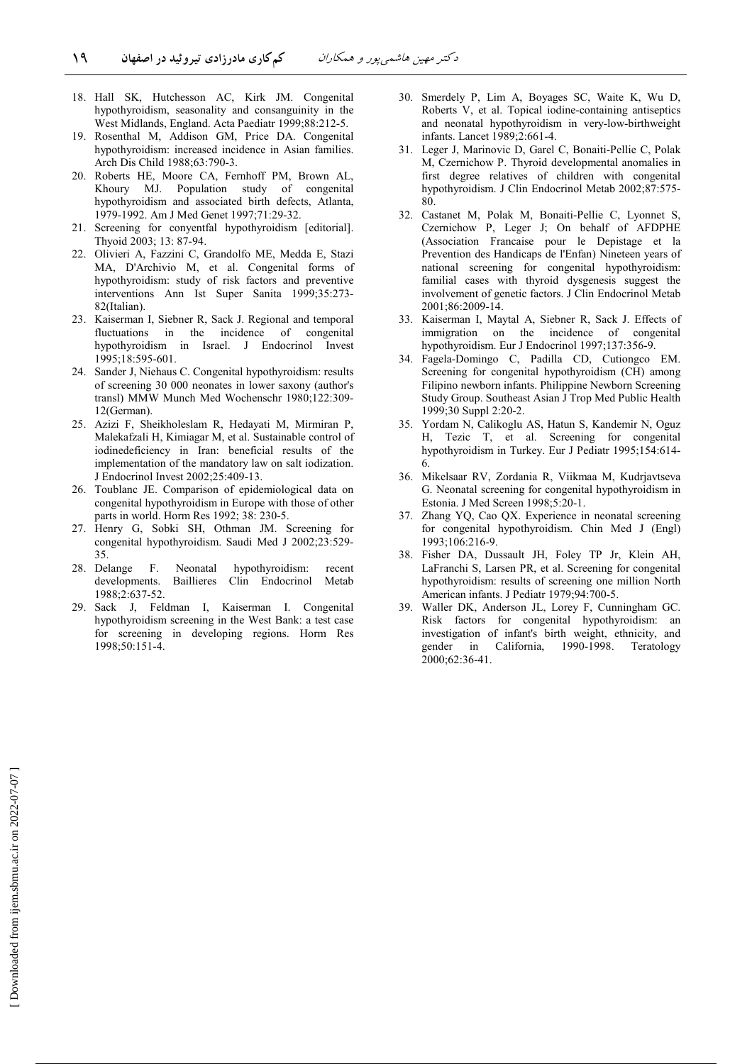18. Hall SK, Hutchesson AC, Kirk JM. Congenital hypothyroidism, seasonality and consanguinity in the West Midlands, England. Acta Paediatr 1999;88:212-5.
19. Rosenthal M, Addison GM, Price DA. Congenital hypothyroidism: increased incidence in Asian families. Arch Dis Child 1988;63:790-3.
20. Roberts HE, Moore CA, Fernhoff PM, Brown AL, Khoury MJ. Population study of congenital hypothyroidism and associated birth defects, Atlanta, 1979-1992. Am J Med Genet 1997;71:29-32.
21. Screening for conyentfal hypothyroidism [editorial]. Thyoid 2003; 13: 87-94.
22. Olivieri A, Fazzini C, Grandolfo ME, Medda E, Stazi MA, D'Archivio M, et al. Congenital forms of hypothyroidism: study of risk factors and preventive interventions Ann Ist Super Sanita 1999;35:273-82(Italian).
23. Kaiserman I, Siebner R, Sack J. Regional and temporal fluctuations in the incidence of congenital hypothyroidism in Israel. J Endocrinol Invest 1995;18:595-601.
24. Sander J, Niehaus C. Congenital hypothyroidism: results of screening 30 000 neonates in lower saxony (author's transl) MMW Munch Med Wochenschr 1980;122:309-12(German).
25. Azizi F, Sheikholeslam R, Hedayati M, Mirmiran P, Malekafzali H, Kimiagar M, et al. Sustainable control of iodinedeficiency in Iran: beneficial results of the implementation of the mandatory law on salt iodization. J Endocrinol Invest 2002;25:409-13.
26. Toublanc JE. Comparison of epidemiological data on congenital hypothyroidism in Europe with those of other parts in world. Horm Res 1992; 38: 230-5.
27. Henry G, Sobki SH, Othman JM. Screening for congenital hypothyroidism. Saudi Med J 2002;23:529-35.
28. Delange F. Neonatal hypothyroidism: recent developments. Baillieres Clin Endocrinol Metab 1988;2:637-52.
29. Sack J, Feldman I, Kaiserman I. Congenital hypothyroidism screening in the West Bank: a test case for screening in developing regions. Horm Res 1998;50:151-4.
30. Smerdely P, Lim A, Boyages SC, Waite K, Wu D, Roberts V, et al. Topical iodine-containing antiseptics and neonatal hypothyroidism in very-low-birthweight infants. Lancet 1989;2:661-4.
31. Leger J, Marinovic D, Garel C, Bonaiti-Pellie C, Polak M, Czernichow P. Thyroid developmental anomalies in first degree relatives of children with congenital hypothyroidism. J Clin Endocrinol Metab 2002;87:575-80.
32. Castanet M, Polak M, Bonaiti-Pellie C, Lyonnet S, Czernichow P, Leger J; On behalf of AFDPHE (Association Francaise pour le Depistage et la Prevention des Handicaps de l'Enfan) Nineteen years of national screening for congenital hypothyroidism: familial cases with thyroid dysgenesis suggest the involvement of genetic factors. J Clin Endocrinol Metab 2001;86:2009-14.
33. Kaiserman I, Maytal A, Siebner R, Sack J. Effects of immigration on the incidence of congenital hypothyroidism. Eur J Endocrinol 1997;137:356-9.
34. Fagela-Domingo C, Padilla CD, Cutiongco EM. Screening for congenital hypothyroidism (CH) among Filipino newborn infants. Philippine Newborn Screening Study Group. Southeast Asian J Trop Med Public Health 1999;30 Suppl 2:20-2.
35. Yordam N, Calikoglu AS, Hatun S, Kandemir N, Oguz H, Tezic T, et al. Screening for congenital hypothyroidism in Turkey. Eur J Pediatr 1995;154:614-6.
36. Mikelsaar RV, Zordania R, Viikmaa M, Kudrjavtseva G. Neonatal screening for congenital hypothyroidism in Estonia. J Med Screen 1998;5:20-1.
37. Zhang YQ, Cao QX. Experience in neonatal screening for congenital hypothyroidism. Chin Med J (Engl) 1993;106:216-9.
38. Fisher DA, Dussault JH, Foley TP Jr, Klein AH, LaFranchi S, Larsen PR, et al. Screening for congenital hypothyroidism: results of screening one million North American infants. J Pediatr 1979;94:700-5.
39. Waller DK, Anderson JL, Lorey F, Cunningham GC. Risk factors for congenital hypothyroidism: an investigation of infant's birth weight, ethnicity, and gender in California, 1990-1998. Teratology 2000;62:36-41.